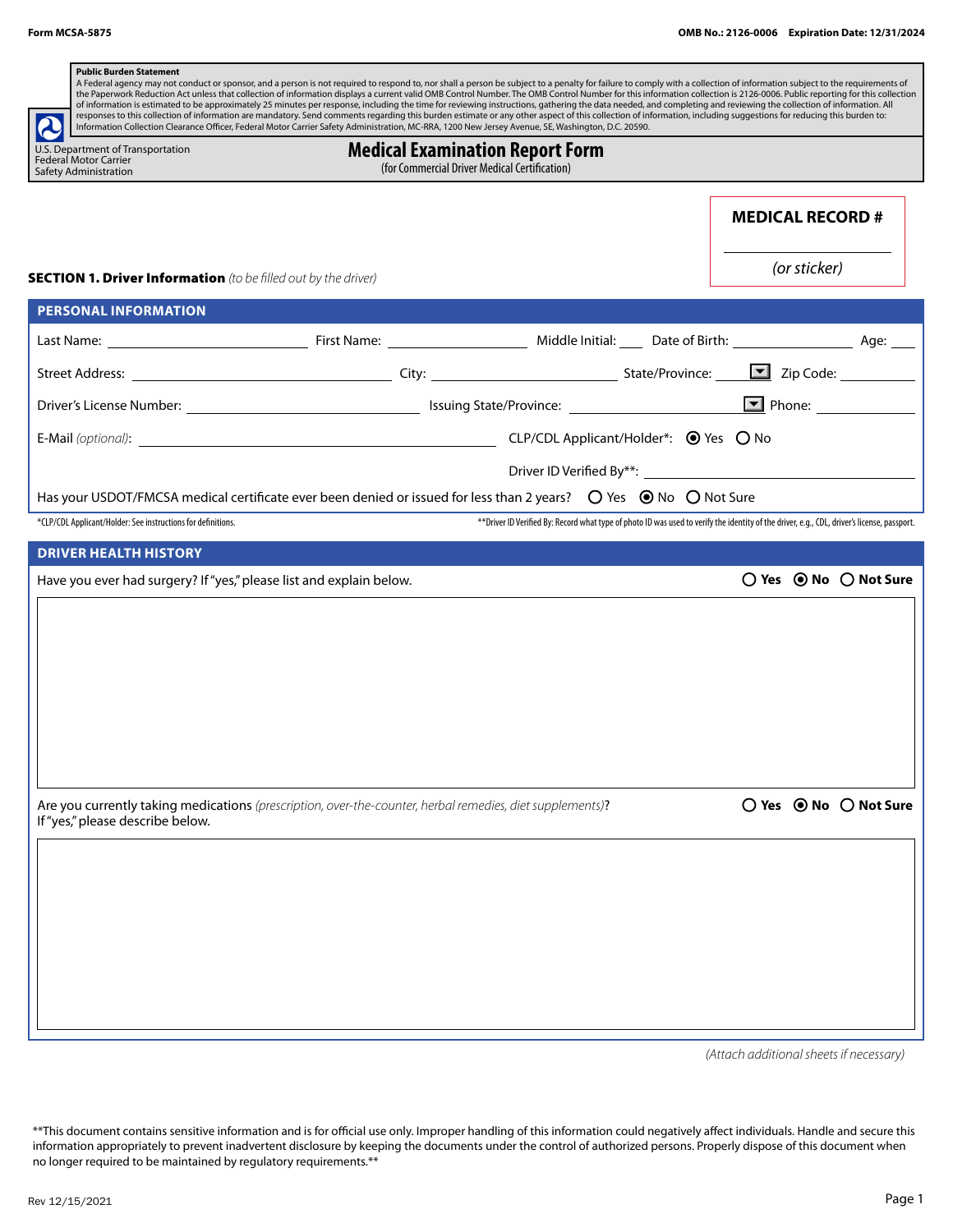Form MCSA-5875 OMB No.: 2126-0006 Expiration Date: 12/31/2024

**Public Burden Statement**
A Federal agency may not conduct or sponsor, and a person is not required to respond to, nor shall a person be subject to a penalty for failure to comply with a collection of information subject to the requirements of the Paperwork Reduction Act unless that collection of information displays a current valid OMB Control Number. The OMB Control Number for this information collection is 2126-0006. Public reporting for this collection of information is estimated to be approximately 25 minutes per response, including the time for reviewing instructions, gathering the data needed, and completing and reviewing the collection of information. All responses to this collection of information are mandatory. Send comments regarding this burden estimate or any other aspect of this collection of information, including suggestions for reducing this burden to: Information Collection Clearance Officer, Federal Motor Carrier Safety Administration, MC-RRA, 1200 New Jersey Avenue, SE, Washington, D.C. 20590.

U.S. Department of Transportation
Federal Motor Carrier
Safety Administration

# Medical Examination Report Form
(for Commercial Driver Medical Certification)

**MEDICAL RECORD #** ____________
*(or sticker)*

## SECTION 1. Driver Information *(to be filled out by the driver)*

### PERSONAL INFORMATION

Last Name: ____________ First Name: ____________ Middle Initial: ____ Date of Birth: ____________ Age: ____

Street Address: ____________ City: ____________ State/Province: ____ Zip Code: ____________

Driver's License Number: ____________ Issuing State/Province: ____________ Phone: ____________

E-Mail *(optional)*: ____________ CLP/CDL Applicant/Holder*: ◉ Yes ○ No

Driver ID Verified By**: ____________

Has your USDOT/FMCSA medical certificate ever been denied or issued for less than 2 years? ○ Yes ◉ No ○ Not Sure

*CLP/CDL Applicant/Holder: See instructions for definitions.

**Driver ID Verified By: Record what type of photo ID was used to verify the identity of the driver, e.g., CDL, driver's license, passport.

### DRIVER HEALTH HISTORY

Have you ever had surgery? If "yes," please list and explain below. ○ Yes ◉ No ○ Not Sure

Are you currently taking medications *(prescription, over-the-counter, herbal remedies, diet supplements)*? If "yes," please describe below. ○ Yes ◉ No ○ Not Sure

*(Attach additional sheets if necessary)*

**This document contains sensitive information and is for official use only. Improper handling of this information could negatively affect individuals. Handle and secure this information appropriately to prevent inadvertent disclosure by keeping the documents under the control of authorized persons. Properly dispose of this document when no longer required to be maintained by regulatory requirements.**

Rev 12/15/2021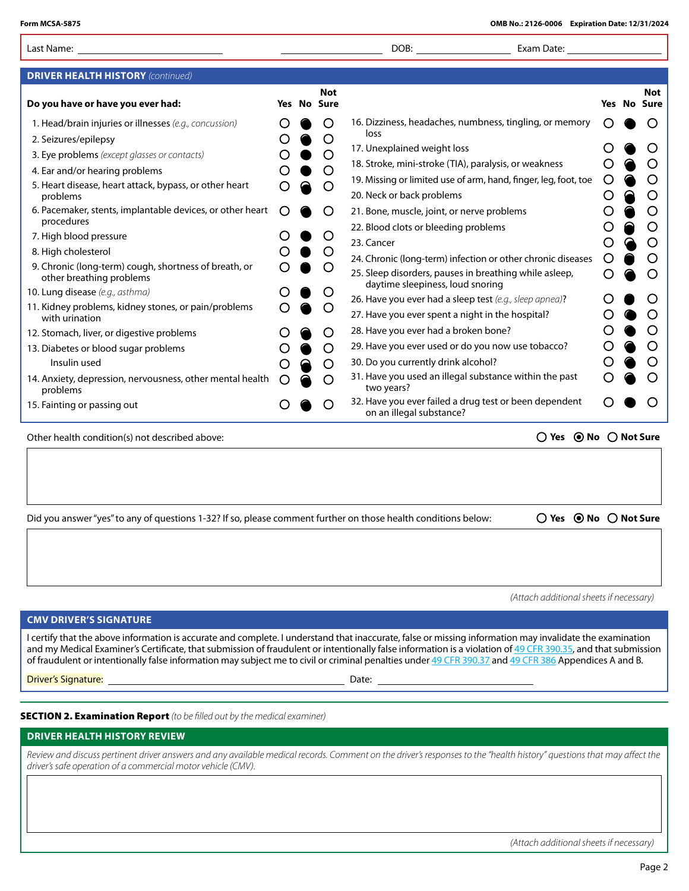Form MCSA-5875 OMB No.: 2126-0006 Expiration Date: 12/31/2024

Last Name: ____________________ ____________________ DOB: ______________ Exam Date: ______________

## DRIVER HEALTH HISTORY *(continued)*

| Do you have or have you ever had: | Yes | No | Not Sure |
|---|---|---|---|
| 1. Head/brain injuries or illnesses *(e.g., concussion)* | ○ | ● | ○ |
| 2. Seizures/epilepsy | ○ | ● | ○ |
| 3. Eye problems *(except glasses or contacts)* | ○ | ● | ○ |
| 4. Ear and/or hearing problems | ○ | ● | ○ |
| 5. Heart disease, heart attack, bypass, or other heart problems | ○ | ● | ○ |
| 6. Pacemaker, stents, implantable devices, or other heart procedures | ○ | ● | ○ |
| 7. High blood pressure | ○ | ● | ○ |
| 8. High cholesterol | ○ | ● | ○ |
| 9. Chronic (long-term) cough, shortness of breath, or other breathing problems | ○ | ● | ○ |
| 10. Lung disease *(e.g., asthma)* | ○ | ● | ○ |
| 11. Kidney problems, kidney stones, or pain/problems with urination | ○ | ● | ○ |
| 12. Stomach, liver, or digestive problems | ○ | ● | ○ |
| 13. Diabetes or blood sugar problems | ○ | ● | ○ |
| Insulin used | ○ | ● | ○ |
| 14. Anxiety, depression, nervousness, other mental health problems | ○ | ● | ○ |
| 15. Fainting or passing out | ○ | ● | ○ |
| 16. Dizziness, headaches, numbness, tingling, or memory loss | ○ | ● | ○ |
| 17. Unexplained weight loss | ○ | ● | ○ |
| 18. Stroke, mini-stroke (TIA), paralysis, or weakness | ○ | ● | ○ |
| 19. Missing or limited use of arm, hand, finger, leg, foot, toe | ○ | ● | ○ |
| 20. Neck or back problems | ○ | ● | ○ |
| 21. Bone, muscle, joint, or nerve problems | ○ | ● | ○ |
| 22. Blood clots or bleeding problems | ○ | ● | ○ |
| 23. Cancer | ○ | ● | ○ |
| 24. Chronic (long-term) infection or other chronic diseases | ○ | ● | ○ |
| 25. Sleep disorders, pauses in breathing while asleep, daytime sleepiness, loud snoring | ○ | ● | ○ |
| 26. Have you ever had a sleep test *(e.g., sleep apnea)*? | ○ | ● | ○ |
| 27. Have you ever spent a night in the hospital? | ○ | ● | ○ |
| 28. Have you ever had a broken bone? | ○ | ● | ○ |
| 29. Have you ever used or do you now use tobacco? | ○ | ● | ○ |
| 30. Do you currently drink alcohol? | ○ | ● | ○ |
| 31. Have you used an illegal substance within the past two years? | ○ | ● | ○ |
| 32. Have you ever failed a drug test or been dependent on an illegal substance? | ○ | ● | ○ |

Other health condition(s) not described above: ○ Yes ◉ No ○ Not Sure

Did you answer "yes" to any of questions 1-32? If so, please comment further on those health conditions below: ○ Yes ◉ No ○ Not Sure

*(Attach additional sheets if necessary)*

## CMV DRIVER'S SIGNATURE

I certify that the above information is accurate and complete. I understand that inaccurate, false or missing information may invalidate the examination and my Medical Examiner's Certificate, that submission of fraudulent or intentionally false information is a violation of 49 CFR 390.35, and that submission of fraudulent or intentionally false information may subject me to civil or criminal penalties under 49 CFR 390.37 and 49 CFR 386 Appendices A and B.

Driver's Signature: ______________________________ Date: ______________

## SECTION 2. Examination Report *(to be filled out by the medical examiner)*

### DRIVER HEALTH HISTORY REVIEW

*Review and discuss pertinent driver answers and any available medical records. Comment on the driver's responses to the "health history" questions that may affect the driver's safe operation of a commercial motor vehicle (CMV).*

*(Attach additional sheets if necessary)*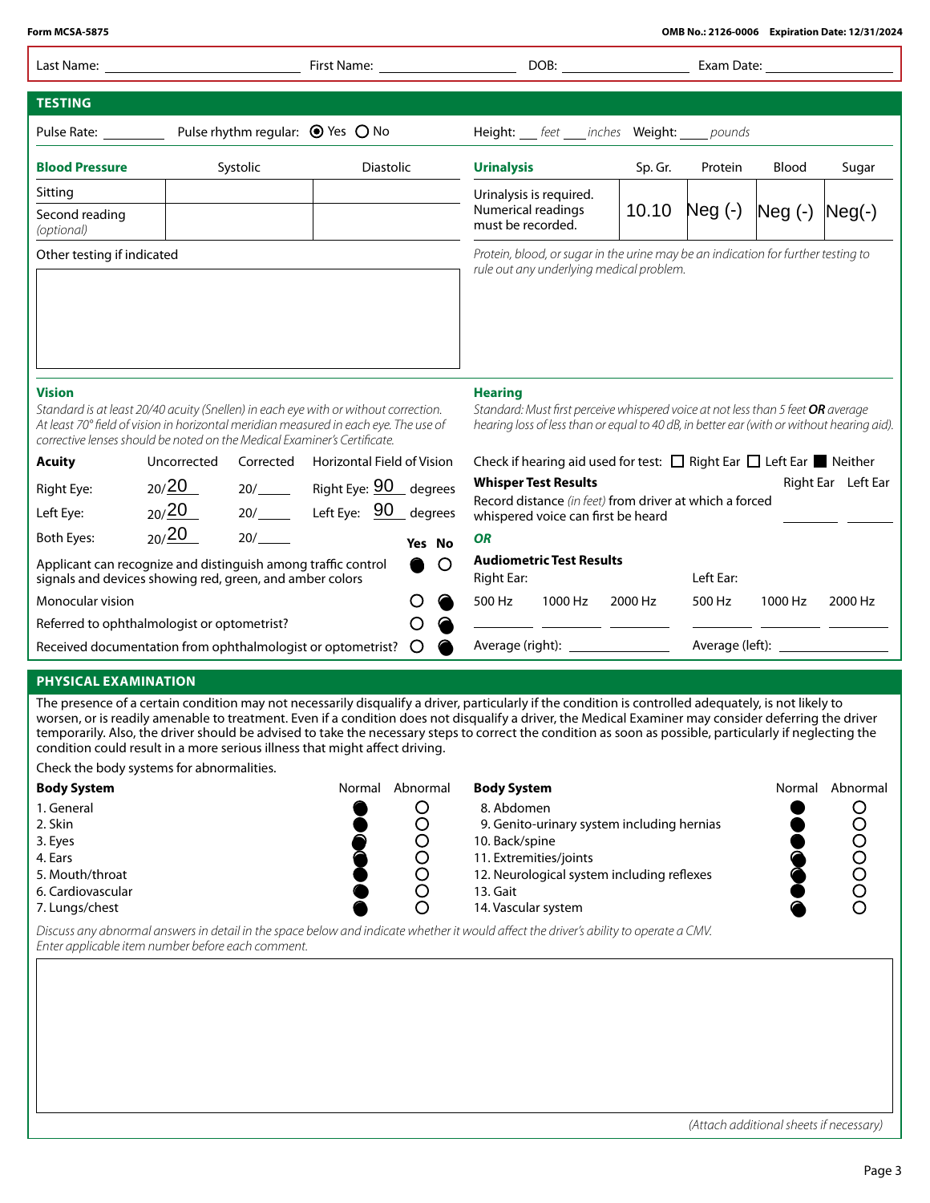Form MCSA-5875 | OMB No.: 2126-0006 Expiration Date: 12/31/2024

Last Name: ______ First Name: ______ DOB: ______ Exam Date: ______

## TESTING

Pulse Rate: ______ Pulse rhythm regular: ◉ Yes ○ No

Height: ___ *feet* ___ *inches* Weight: ____ *pounds*

| **Blood Pressure** | Systolic | Diastolic |
|---|---|---|
| Sitting | | |
| Second reading *(optional)* | | |

Other testing if indicated

| **Urinalysis** | Sp. Gr. | Protein | Blood | Sugar |
|---|---|---|---|---|
| Urinalysis is required. Numerical readings must be recorded. | 10.10 | Neg (-) | Neg (-) | Neg(-) |

*Protein, blood, or sugar in the urine may be an indication for further testing to rule out any underlying medical problem.*

### Vision

*Standard is at least 20/40 acuity (Snellen) in each eye with or without correction. At least 70° field of vision in horizontal meridian measured in each eye. The use of corrective lenses should be noted on the Medical Examiner's Certificate.*

| **Acuity** | Uncorrected | Corrected | Horizontal Field of Vision |
|---|---|---|---|
| Right Eye: | 20/20 | 20/___ | Right Eye: 90 degrees |
| Left Eye: | 20/20 | 20/___ | Left Eye: 90 degrees |
| Both Eyes: | 20/20 | 20/___ | |

| | Yes | No |
|---|---|---|
| Applicant can recognize and distinguish among traffic control signals and devices showing red, green, and amber colors | ● | ○ |
| Monocular vision | ○ | ● |
| Referred to ophthalmologist or optometrist? | ○ | ● |
| Received documentation from ophthalmologist or optometrist? | ○ | ● |

### Hearing

*Standard: Must first perceive whispered voice at not less than 5 feet* ***OR*** *average hearing loss of less than or equal to 40 dB, in better ear (with or without hearing aid).*

Check if hearing aid used for test: ☐ Right Ear ☐ Left Ear ☒ Neither

**Whisper Test Results**

| | Right Ear | Left Ear |
|---|---|---|
| Record distance *(in feet)* from driver at which a forced whispered voice can first be heard | | |

***OR***

**Audiometric Test Results**

| Right Ear: 500 Hz | 1000 Hz | 2000 Hz | Left Ear: 500 Hz | 1000 Hz | 2000 Hz |
|---|---|---|---|---|---|
| | | | | | |

Average (right): ______ Average (left): ______

## PHYSICAL EXAMINATION

The presence of a certain condition may not necessarily disqualify a driver, particularly if the condition is controlled adequately, is not likely to worsen, or is readily amenable to treatment. Even if a condition does not disqualify a driver, the Medical Examiner may consider deferring the driver temporarily. Also, the driver should be advised to take the necessary steps to correct the condition as soon as possible, particularly if neglecting the condition could result in a more serious illness that might affect driving.

Check the body systems for abnormalities.

| **Body System** | Normal | Abnormal | **Body System** | Normal | Abnormal |
|---|---|---|---|---|---|
| 1. General | ● | ○ | 8. Abdomen | ● | ○ |
| 2. Skin | ● | ○ | 9. Genito-urinary system including hernias | ● | ○ |
| 3. Eyes | ● | ○ | 10. Back/spine | ● | ○ |
| 4. Ears | ● | ○ | 11. Extremities/joints | ● | ○ |
| 5. Mouth/throat | ● | ○ | 12. Neurological system including reflexes | ● | ○ |
| 6. Cardiovascular | ● | ○ | 13. Gait | ● | ○ |
| 7. Lungs/chest | ● | ○ | 14. Vascular system | ● | ○ |

*Discuss any abnormal answers in detail in the space below and indicate whether it would affect the driver's ability to operate a CMV. Enter applicable item number before each comment.*

*(Attach additional sheets if necessary)*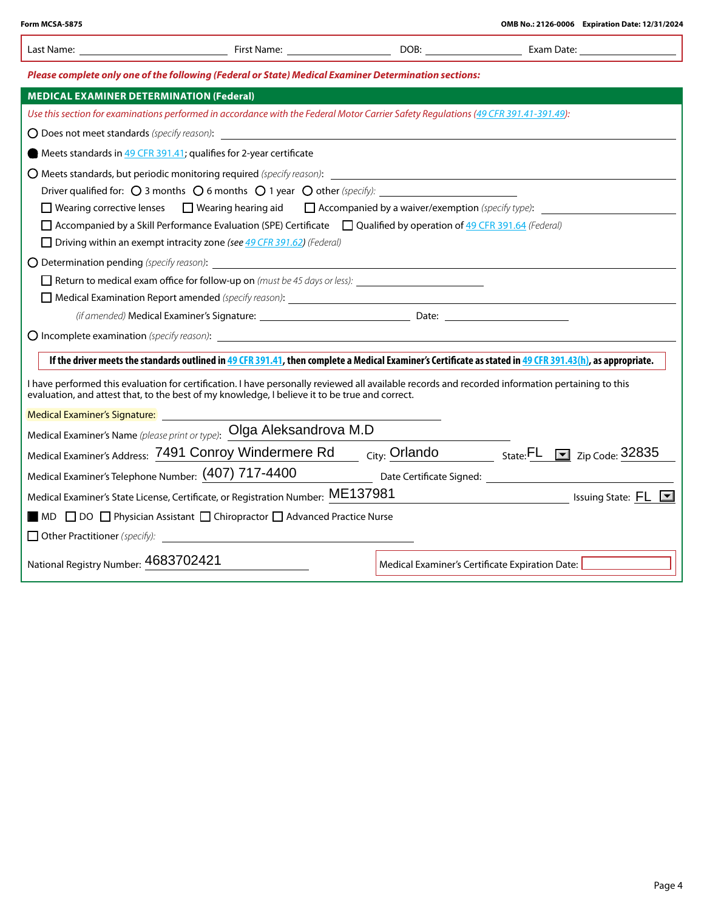Form MCSA-5875 OMB No.: 2126-0006 Expiration Date: 12/31/2024

Last Name: ______ First Name: ______ DOB: ______ Exam Date: ______

***Please complete only one of the following (Federal or State) Medical Examiner Determination sections:***

## MEDICAL EXAMINER DETERMINATION (Federal)

*Use this section for examinations performed in accordance with the Federal Motor Carrier Safety Regulations (49 CFR 391.41-391.49):*

- ○ Does not meet standards *(specify reason)*: ______
- ● Meets standards in 49 CFR 391.41; qualifies for 2-year certificate
- ○ Meets standards, but periodic monitoring required *(specify reason)*: ______
  - Driver qualified for: ○ 3 months ○ 6 months ○ 1 year ○ other *(specify)*: ______
  - ☐ Wearing corrective lenses ☐ Wearing hearing aid ☐ Accompanied by a waiver/exemption *(specify type)*: ______
  - ☐ Accompanied by a Skill Performance Evaluation (SPE) Certificate ☐ Qualified by operation of 49 CFR 391.64 *(Federal)*
  - ☐ Driving within an exempt intracity zone *(see 49 CFR 391.62) (Federal)*
- ○ Determination pending *(specify reason)*: ______
  - ☐ Return to medical exam office for follow-up on *(must be 45 days or less)*: ______
  - ☐ Medical Examination Report amended *(specify reason)*: ______
  - *(if amended)* Medical Examiner's Signature: ______ Date: ______
- ○ Incomplete examination *(specify reason)*: ______

**If the driver meets the standards outlined in 49 CFR 391.41, then complete a Medical Examiner's Certificate as stated in 49 CFR 391.43(h), as appropriate.**

I have performed this evaluation for certification. I have personally reviewed all available records and recorded information pertaining to this evaluation, and attest that, to the best of my knowledge, I believe it to be true and correct.

Medical Examiner's Signature: ______

Medical Examiner's Name *(please print or type)*: Olga Aleksandrova M.D

Medical Examiner's Address: 7491 Conroy Windermere Rd City: Orlando State: FL Zip Code: 32835

Medical Examiner's Telephone Number: (407) 717-4400 Date Certificate Signed: ______

Medical Examiner's State License, Certificate, or Registration Number: ME137981 Issuing State: FL

■ MD ☐ DO ☐ Physician Assistant ☐ Chiropractor ☐ Advanced Practice Nurse

☐ Other Practitioner *(specify)*: ______

National Registry Number: 4683702421

Medical Examiner's Certificate Expiration Date: ______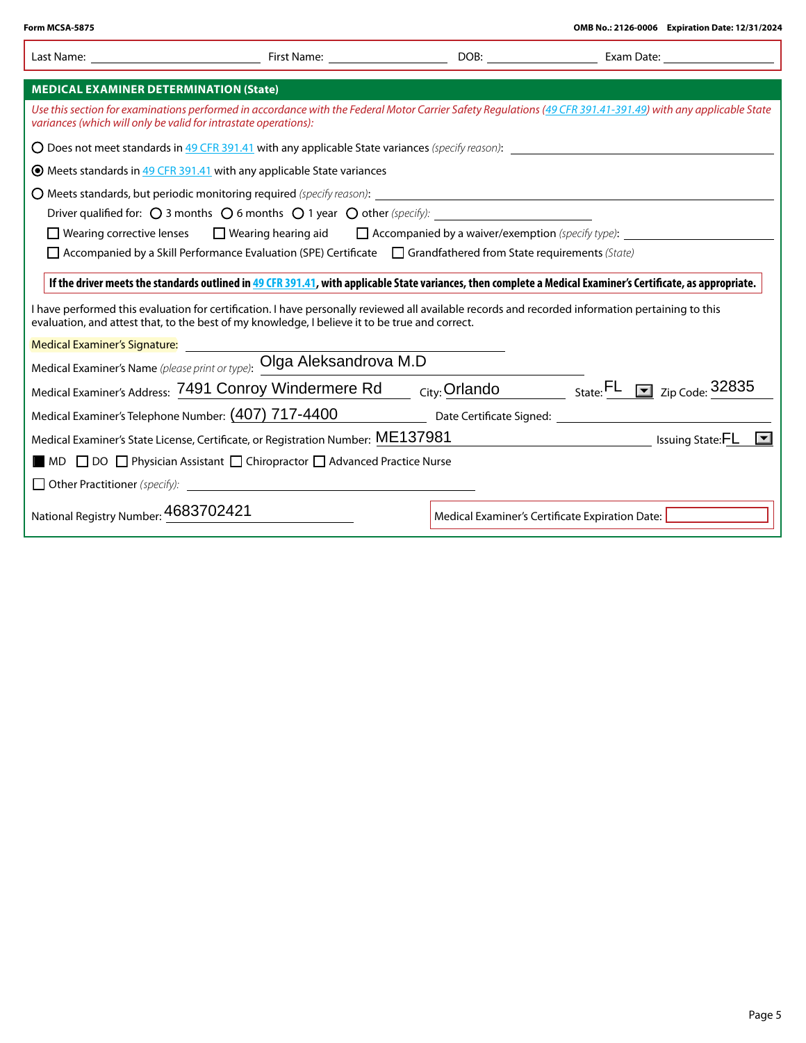Form MCSA-5875 OMB No.: 2126-0006 Expiration Date: 12/31/2024

Last Name: \_\_\_\_\_\_\_\_\_\_ First Name: \_\_\_\_\_\_\_\_\_\_ DOB: \_\_\_\_\_\_\_\_\_\_ Exam Date: \_\_\_\_\_\_\_\_\_\_

## MEDICAL EXAMINER DETERMINATION (State)

*Use this section for examinations performed in accordance with the Federal Motor Carrier Safety Regulations (49 CFR 391.41-391.49) with any applicable State variances (which will only be valid for intrastate operations):*

- ○ Does not meet standards in 49 CFR 391.41 with any applicable State variances *(specify reason)*: \_\_\_\_\_\_\_\_\_\_
- ◉ Meets standards in 49 CFR 391.41 with any applicable State variances
- ○ Meets standards, but periodic monitoring required *(specify reason)*: \_\_\_\_\_\_\_\_\_\_

Driver qualified for: ○ 3 months ○ 6 months ○ 1 year ○ other *(specify)*: \_\_\_\_\_\_\_\_\_\_

☐ Wearing corrective lenses ☐ Wearing hearing aid ☐ Accompanied by a waiver/exemption *(specify type)*: \_\_\_\_\_\_\_\_\_\_

☐ Accompanied by a Skill Performance Evaluation (SPE) Certificate ☐ Grandfathered from State requirements *(State)*

**If the driver meets the standards outlined in 49 CFR 391.41, with applicable State variances, then complete a Medical Examiner's Certificate, as appropriate.**

I have performed this evaluation for certification. I have personally reviewed all available records and recorded information pertaining to this evaluation, and attest that, to the best of my knowledge, I believe it to be true and correct.

Medical Examiner's Signature: \_\_\_\_\_\_\_\_\_\_

Medical Examiner's Name *(please print or type)*: Olga Aleksandrova M.D

Medical Examiner's Address: 7491 Conroy Windermere Rd City: Orlando State: FL Zip Code: 32835

Medical Examiner's Telephone Number: (407) 717-4400 Date Certificate Signed: \_\_\_\_\_\_\_\_\_\_

Medical Examiner's State License, Certificate, or Registration Number: ME137981 Issuing State: FL

☒ MD ☐ DO ☐ Physician Assistant ☐ Chiropractor ☐ Advanced Practice Nurse

☐ Other Practitioner *(specify)*: \_\_\_\_\_\_\_\_\_\_

National Registry Number: 4683702421

Medical Examiner's Certificate Expiration Date: \_\_\_\_\_\_\_\_\_\_